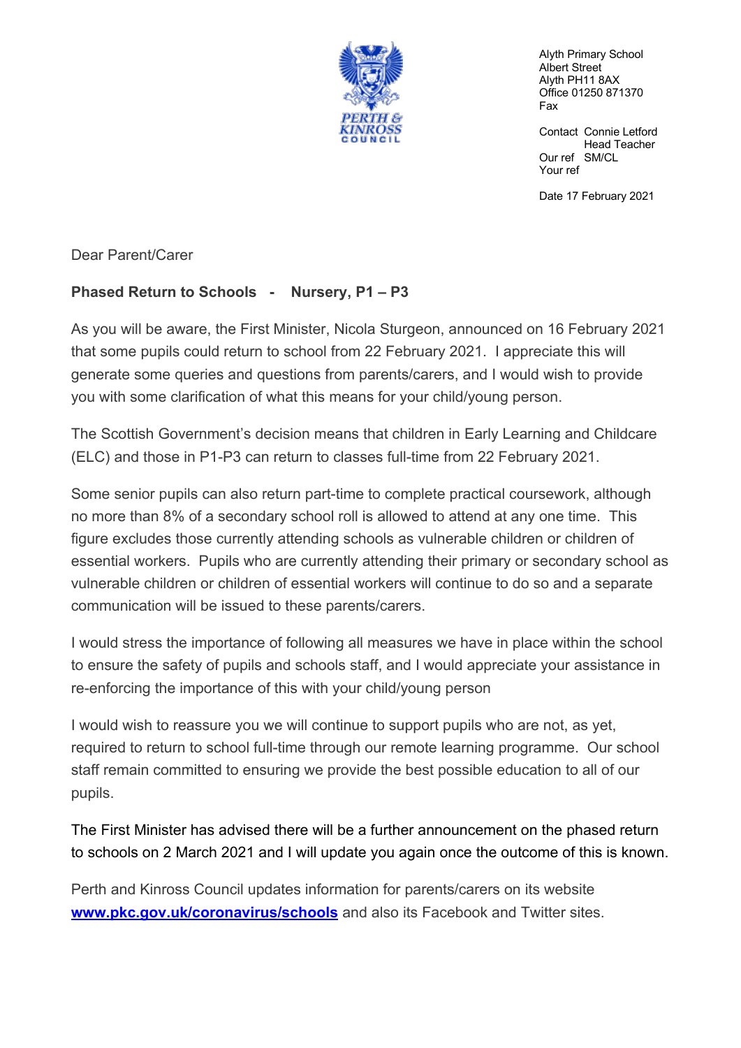PERTH & KINROSS COUNCIL

Alyth Primary School
Albert Street
Alyth PH11 8AX
Office 01250 871370
Fax

Contact Connie Letford
Head Teacher
Our ref SM/CL
Your ref

Date 17 February 2021

Dear Parent/Carer

**Phased Return to Schools - Nursery, P1 – P3**

As you will be aware, the First Minister, Nicola Sturgeon, announced on 16 February 2021 that some pupils could return to school from 22 February 2021. I appreciate this will generate some queries and questions from parents/carers, and I would wish to provide you with some clarification of what this means for your child/young person.

The Scottish Government's decision means that children in Early Learning and Childcare (ELC) and those in P1-P3 can return to classes full-time from 22 February 2021.

Some senior pupils can also return part-time to complete practical coursework, although no more than 8% of a secondary school roll is allowed to attend at any one time. This figure excludes those currently attending schools as vulnerable children or children of essential workers. Pupils who are currently attending their primary or secondary school as vulnerable children or children of essential workers will continue to do so and a separate communication will be issued to these parents/carers.

I would stress the importance of following all measures we have in place within the school to ensure the safety of pupils and schools staff, and I would appreciate your assistance in re-enforcing the importance of this with your child/young person

I would wish to reassure you we will continue to support pupils who are not, as yet, required to return to school full-time through our remote learning programme. Our school staff remain committed to ensuring we provide the best possible education to all of our pupils.

The First Minister has advised there will be a further announcement on the phased return to schools on 2 March 2021 and I will update you again once the outcome of this is known.

Perth and Kinross Council updates information for parents/carers on its website **[www.pkc.gov.uk/coronavirus/schools](www.pkc.gov.uk/coronavirus/schools)** and also its Facebook and Twitter sites.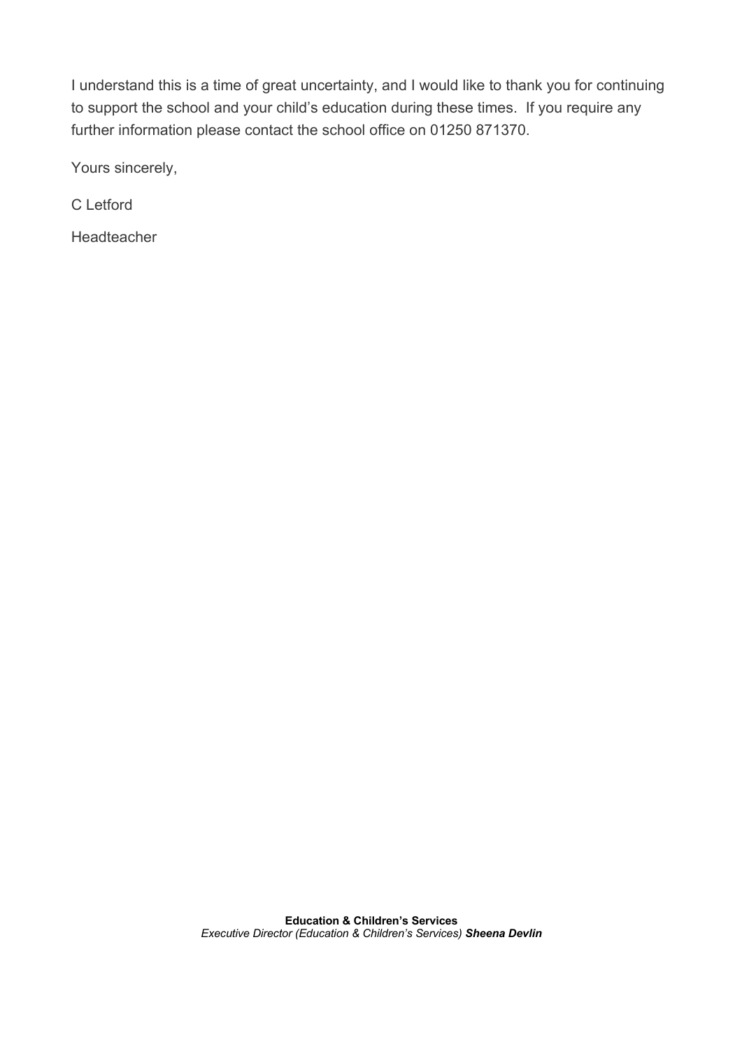I understand this is a time of great uncertainty, and I would like to thank you for continuing to support the school and your child's education during these times.  If you require any further information please contact the school office on 01250 871370.

Yours sincerely,

C Letford

Headteacher

**Education & Children's Services**
*Executive Director (Education & Children's Services)* ***Sheena Devlin***